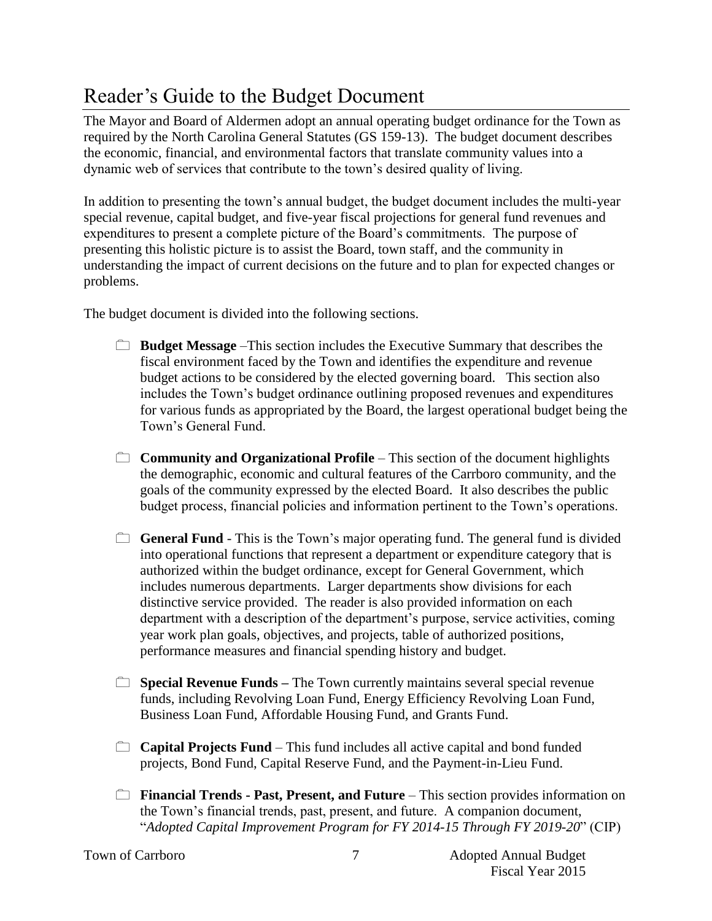# Reader's Guide to the Budget Document

The Mayor and Board of Aldermen adopt an annual operating budget ordinance for the Town as required by the North Carolina General Statutes (GS 159-13). The budget document describes the economic, financial, and environmental factors that translate community values into a dynamic web of services that contribute to the town's desired quality of living.

In addition to presenting the town's annual budget, the budget document includes the multi-year special revenue, capital budget, and five-year fiscal projections for general fund revenues and expenditures to present a complete picture of the Board's commitments. The purpose of presenting this holistic picture is to assist the Board, town staff, and the community in understanding the impact of current decisions on the future and to plan for expected changes or problems.

The budget document is divided into the following sections.

- **Budget Message** –This section includes the Executive Summary that describes the fiscal environment faced by the Town and identifies the expenditure and revenue budget actions to be considered by the elected governing board. This section also includes the Town's budget ordinance outlining proposed revenues and expenditures for various funds as appropriated by the Board, the largest operational budget being the Town's General Fund.

- **Community and Organizational Profile** – This section of the document highlights the demographic, economic and cultural features of the Carrboro community, and the goals of the community expressed by the elected Board. It also describes the public budget process, financial policies and information pertinent to the Town's operations.

- **General Fund** - This is the Town's major operating fund. The general fund is divided into operational functions that represent a department or expenditure category that is authorized within the budget ordinance, except for General Government, which includes numerous departments. Larger departments show divisions for each distinctive service provided. The reader is also provided information on each department with a description of the department's purpose, service activities, coming year work plan goals, objectives, and projects, table of authorized positions, performance measures and financial spending history and budget.

- **Special Revenue Funds –** The Town currently maintains several special revenue funds, including Revolving Loan Fund, Energy Efficiency Revolving Loan Fund, Business Loan Fund, Affordable Housing Fund, and Grants Fund.

- **Capital Projects Fund** – This fund includes all active capital and bond funded projects, Bond Fund, Capital Reserve Fund, and the Payment-in-Lieu Fund.

- **Financial Trends - Past, Present, and Future** – This section provides information on the Town's financial trends, past, present, and future. A companion document, "*Adopted Capital Improvement Program for FY 2014-15 Through FY 2019-20*" (CIP)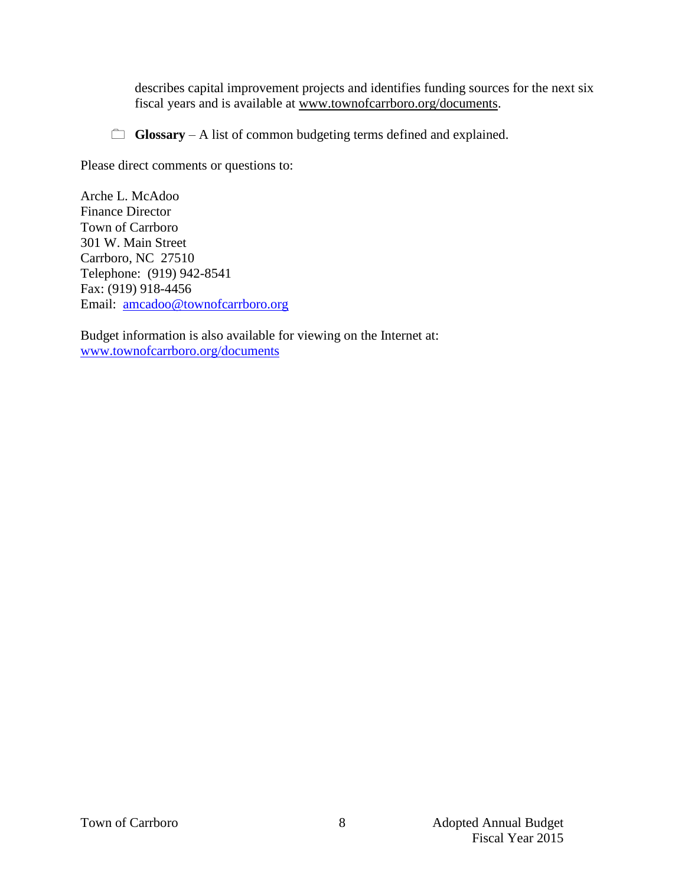describes capital improvement projects and identifies funding sources for the next six fiscal years and is available at www.townofcarrboro.org/documents.

- **Glossary** – A list of common budgeting terms defined and explained.

Please direct comments or questions to:

Arche L. McAdoo  
Finance Director  
Town of Carrboro  
301 W. Main Street  
Carrboro, NC 27510  
Telephone: (919) 942-8541  
Fax: (919) 918-4456  
Email: amcadoo@townofcarrboro.org

Budget information is also available for viewing on the Internet at:  
www.townofcarrboro.org/documents